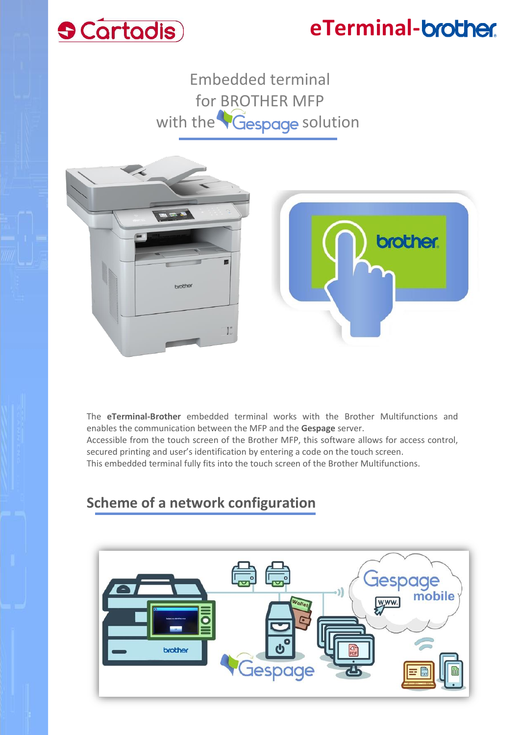Cartadis

# eTerminal-brother

## Embedded terminal for BROTHER MFP with the Gespage solution

The **eTerminal-Brother** embedded terminal works with the Brother Multifunctions and enables the communication between the MFP and the **Gespage** server.
Accessible from the touch screen of the Brother MFP, this software allows for access control, secured printing and user's identification by entering a code on the touch screen.
This embedded terminal fully fits into the touch screen of the Brother Multifunctions.

## Scheme of a network configuration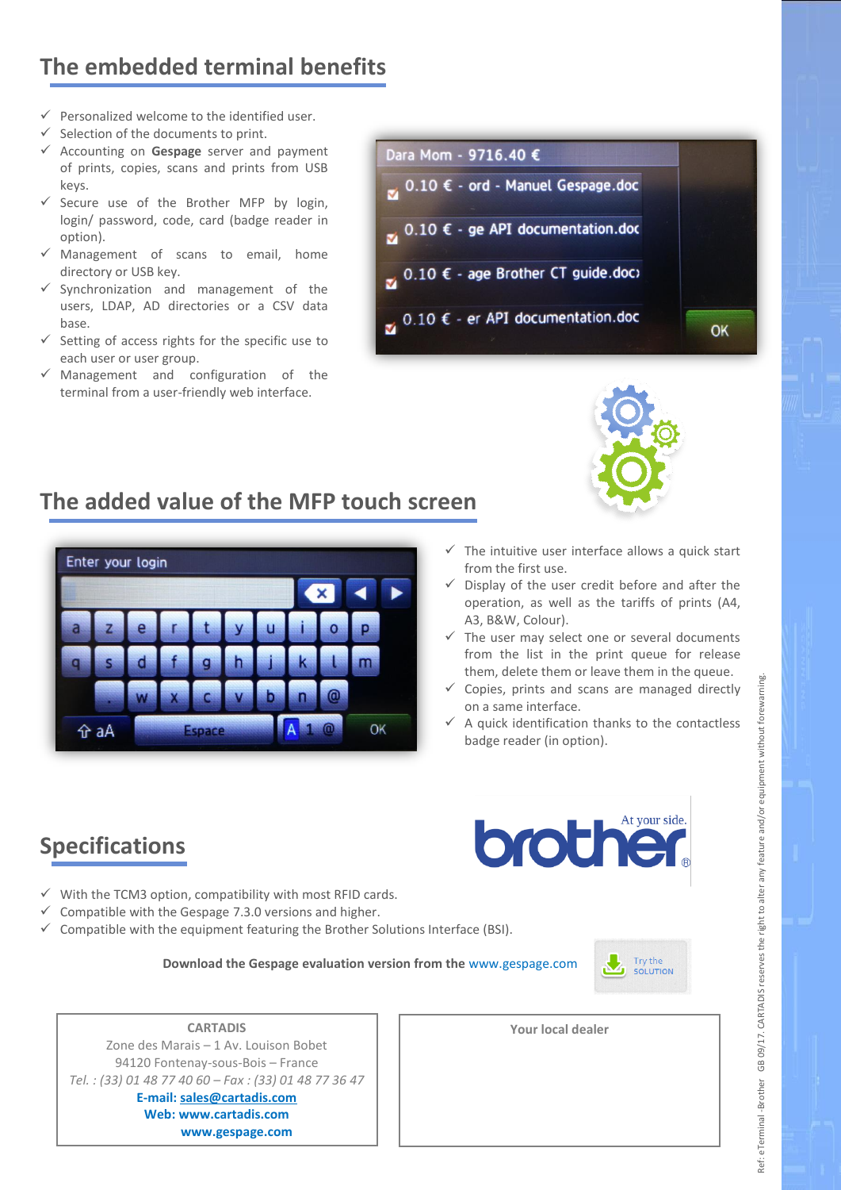## The embedded terminal benefits

- ✓ Personalized welcome to the identified user.
- ✓ Selection of the documents to print.
- ✓ Accounting on **Gespage** server and payment of prints, copies, scans and prints from USB keys.
- ✓ Secure use of the Brother MFP by login, login/ password, code, card (badge reader in option).
- ✓ Management of scans to email, home directory or USB key.
- ✓ Synchronization and management of the users, LDAP, AD directories or a CSV data base.
- ✓ Setting of access rights for the specific use to each user or user group.
- ✓ Management and configuration of the terminal from a user-friendly web interface.

## The added value of the MFP touch screen

- ✓ The intuitive user interface allows a quick start from the first use.
- ✓ Display of the user credit before and after the operation, as well as the tariffs of prints (A4, A3, B&W, Colour).
- ✓ The user may select one or several documents from the list in the print queue for release them, delete them or leave them in the queue.
- ✓ Copies, prints and scans are managed directly on a same interface.
- ✓ A quick identification thanks to the contactless badge reader (in option).

## Specifications

- ✓ With the TCM3 option, compatibility with most RFID cards.
- ✓ Compatible with the Gespage 7.3.0 versions and higher.
- ✓ Compatible with the equipment featuring the Brother Solutions Interface (BSI).

**Download the Gespage evaluation version from the** www.gespage.com

Try the SOLUTION

CARTADIS
Zone des Marais – 1 Av. Louison Bobet
94120 Fontenay-sous-Bois – France
*Tel. : (33) 01 48 77 40 60 – Fax : (33) 01 48 77 36 47*
**E-mail: sales@cartadis.com**
**Web: www.cartadis.com**
**www.gespage.com**

**Your local dealer**

Ref: eTerminal -Brother GB 09/17. CARTADIS reserves the right to alter any feature and/or equipment without forewarning.